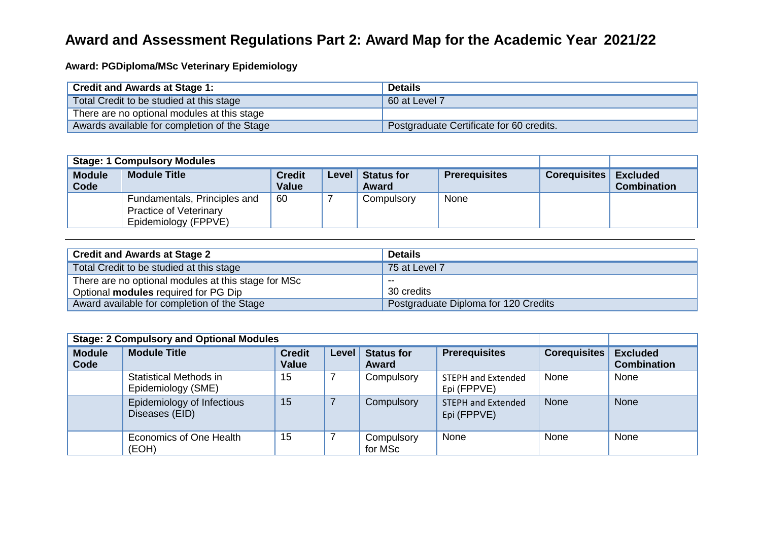# Award and Assessment Regulations Part 2: Award Map for the Academic Year 2021/22

**Award: PGDiploma/MSc Veterinary Epidemiology**

| Credit and Awards at Stage 1: | Details |
|---|---|
| Total Credit to be studied at this stage | 60 at Level 7 |
| There are no optional modules at this stage | |
| Awards available for completion of the Stage | Postgraduate Certificate for 60 credits. |

| Stage: 1 Compulsory Modules | | | | | | | |
|---|---|---|---|---|---|---|---|
| **Module Code** | **Module Title** | **Credit Value** | **Level** | **Status for Award** | **Prerequisites** | **Corequisites** | **Excluded Combination** |
| | Fundamentals, Principles and Practice of Veterinary Epidemiology (FPPVE) | 60 | 7 | Compulsory | None | | |

---

| Credit and Awards at Stage 2 | Details |
|---|---|
| Total Credit to be studied at this stage | 75 at Level 7 |
| There are no optional modules at this stage for MSc<br>Optional **modules** required for PG Dip | --<br>30 credits |
| Award available for completion of the Stage | Postgraduate Diploma for 120 Credits |

| Stage: 2 Compulsory and Optional Modules | | | | | | | |
|---|---|---|---|---|---|---|---|
| **Module Code** | **Module Title** | **Credit Value** | **Level** | **Status for Award** | **Prerequisites** | **Corequisites** | **Excluded Combination** |
| | Statistical Methods in Epidemiology (SME) | 15 | 7 | Compulsory | STEPH and Extended Epi (FPPVE) | None | None |
| | Epidemiology of Infectious Diseases (EID) | 15 | 7 | Compulsory | STEPH and Extended Epi (FPPVE) | None | None |
| | Economics of One Health (EOH) | 15 | 7 | Compulsory for MSc | None | None | None |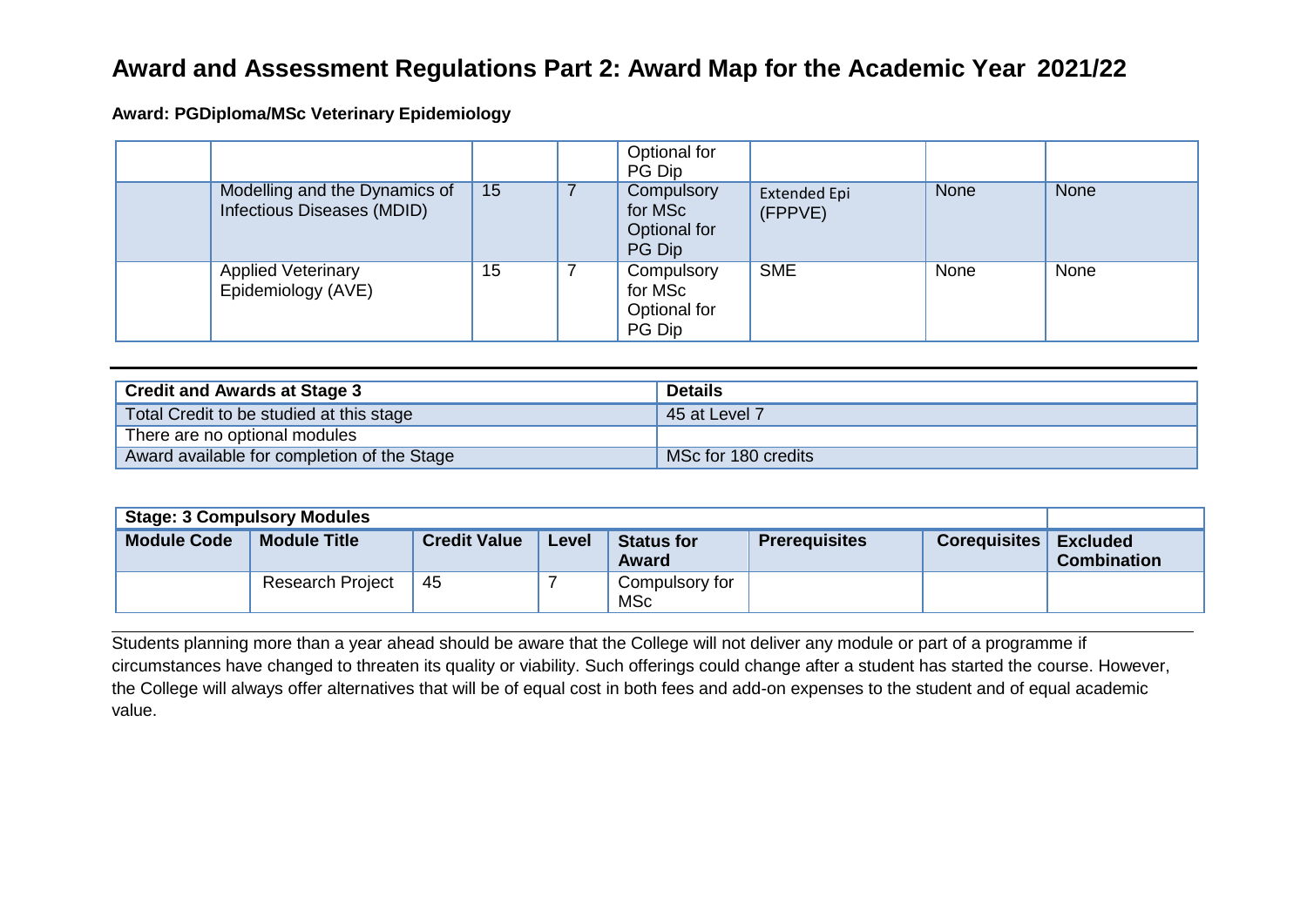# Award and Assessment Regulations Part 2: Award Map for the Academic Year 2021/22

**Award: PGDiploma/MSc Veterinary Epidemiology**

| | | | | | | | |
|---|---|---|---|---|---|---|---|
| | | | | Optional for PG Dip | | | |
| | Modelling and the Dynamics of Infectious Diseases (MDID) | 15 | 7 | Compulsory for MSc Optional for PG Dip | Extended Epi (FPPVE) | None | None |
| | Applied Veterinary Epidemiology (AVE) | 15 | 7 | Compulsory for MSc Optional for PG Dip | SME | None | None |

| Credit and Awards at Stage 3 | Details |
|---|---|
| Total Credit to be studied at this stage | 45 at Level 7 |
| There are no optional modules | |
| Award available for completion of the Stage | MSc for 180 credits |

| Stage: 3 Compulsory Modules | | | | | | | |
|---|---|---|---|---|---|---|---|
| **Module Code** | **Module Title** | **Credit Value** | **Level** | **Status for Award** | **Prerequisites** | **Corequisites** | **Excluded Combination** |
| | Research Project | 45 | 7 | Compulsory for MSc | | | |

Students planning more than a year ahead should be aware that the College will not deliver any module or part of a programme if circumstances have changed to threaten its quality or viability. Such offerings could change after a student has started the course. However, the College will always offer alternatives that will be of equal cost in both fees and add-on expenses to the student and of equal academic value.